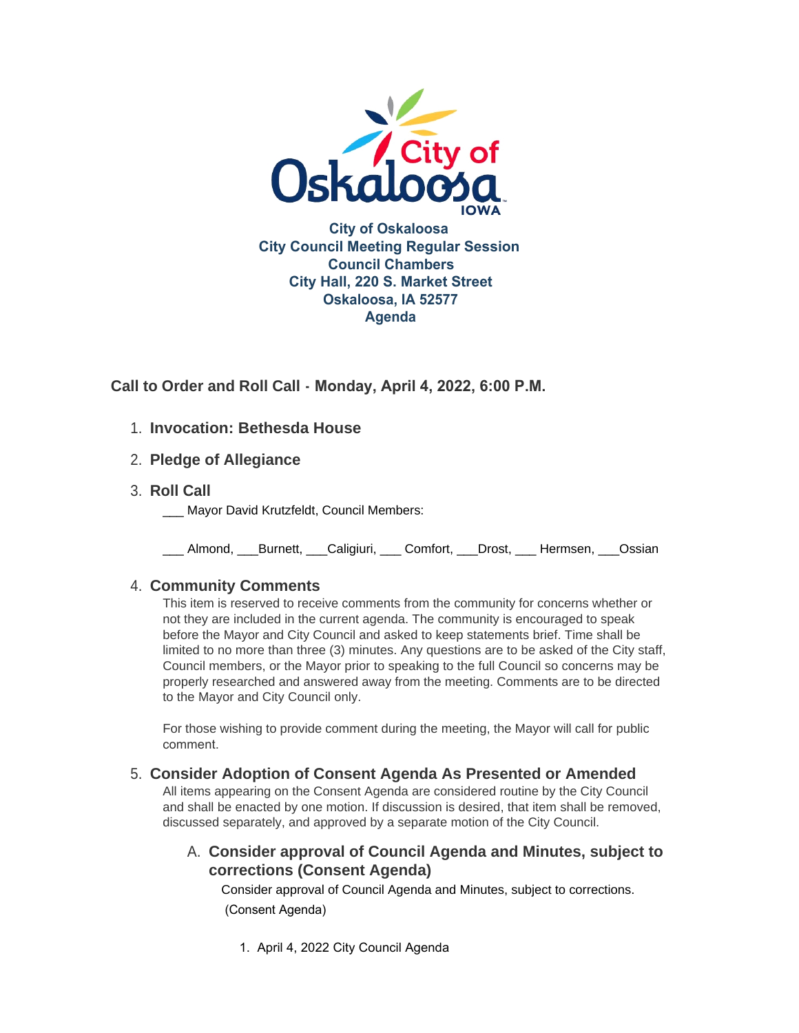# City of Oskaloosa
## City Council Meeting Regular Session
### Council Chambers
### City Hall, 220 S. Market Street
### Oskaloosa, IA 52577
### Agenda

**Call to Order and Roll Call - Monday, April 4, 2022, 6:00 P.M.**

1. **Invocation: Bethesda House**

2. **Pledge of Allegiance**

3. **Roll Call**

   ___ Mayor David Krutzfeldt, Council Members:

   ___ Almond, ___Burnett, ___Caligiuri, ___ Comfort, ___Drost, ___ Hermsen, ___Ossian

4. **Community Comments**

   This item is reserved to receive comments from the community for concerns whether or not they are included in the current agenda. The community is encouraged to speak before the Mayor and City Council and asked to keep statements brief. Time shall be limited to no more than three (3) minutes. Any questions are to be asked of the City staff, Council members, or the Mayor prior to speaking to the full Council so concerns may be properly researched and answered away from the meeting. Comments are to be directed to the Mayor and City Council only.

   For those wishing to provide comment during the meeting, the Mayor will call for public comment.

5. **Consider Adoption of Consent Agenda As Presented or Amended**

   All items appearing on the Consent Agenda are considered routine by the City Council and shall be enacted by one motion. If discussion is desired, that item shall be removed, discussed separately, and approved by a separate motion of the City Council.

   A. **Consider approval of Council Agenda and Minutes, subject to corrections (Consent Agenda)**

      Consider approval of Council Agenda and Minutes, subject to corrections. (Consent Agenda)

      1. April 4, 2022 City Council Agenda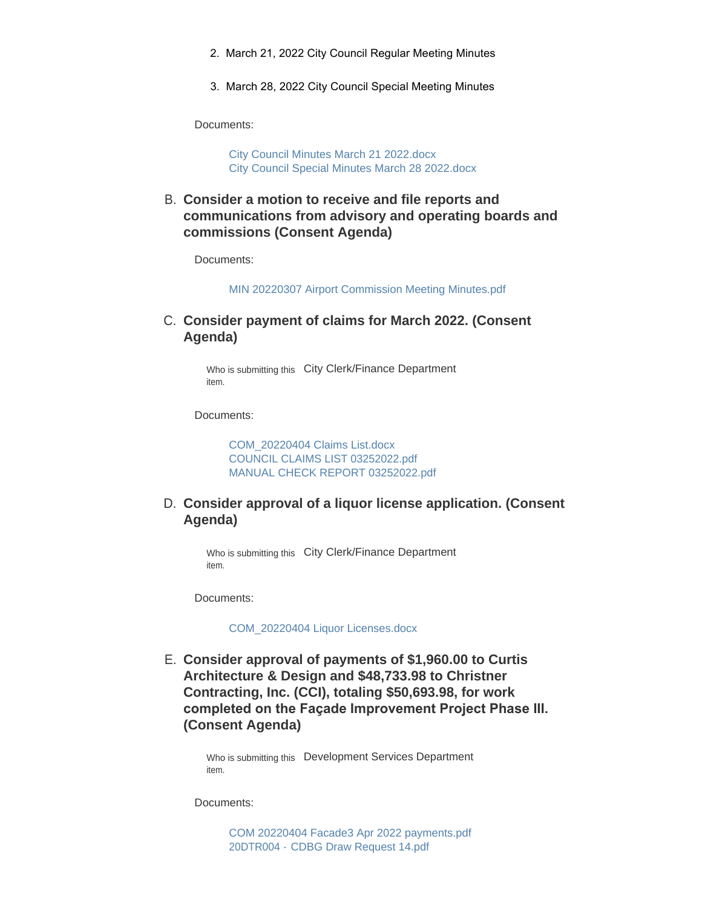2. March 21, 2022 City Council Regular Meeting Minutes

3. March 28, 2022 City Council Special Meeting Minutes

Documents:

City Council Minutes March 21 2022.docx
City Council Special Minutes March 28 2022.docx

B. **Consider a motion to receive and file reports and communications from advisory and operating boards and commissions (Consent Agenda)**

Documents:

MIN 20220307 Airport Commission Meeting Minutes.pdf

C. **Consider payment of claims for March 2022. (Consent Agenda)**

Who is submitting this item. City Clerk/Finance Department

Documents:

COM_20220404 Claims List.docx
COUNCIL CLAIMS LIST 03252022.pdf
MANUAL CHECK REPORT 03252022.pdf

D. **Consider approval of a liquor license application. (Consent Agenda)**

Who is submitting this item. City Clerk/Finance Department

Documents:

COM_20220404 Liquor Licenses.docx

E. **Consider approval of payments of $1,960.00 to Curtis Architecture & Design and $48,733.98 to Christner Contracting, Inc. (CCI), totaling $50,693.98, for work completed on the Façade Improvement Project Phase III. (Consent Agenda)**

Who is submitting this item. Development Services Department

Documents:

COM 20220404 Facade3 Apr 2022 payments.pdf
20DTR004 - CDBG Draw Request 14.pdf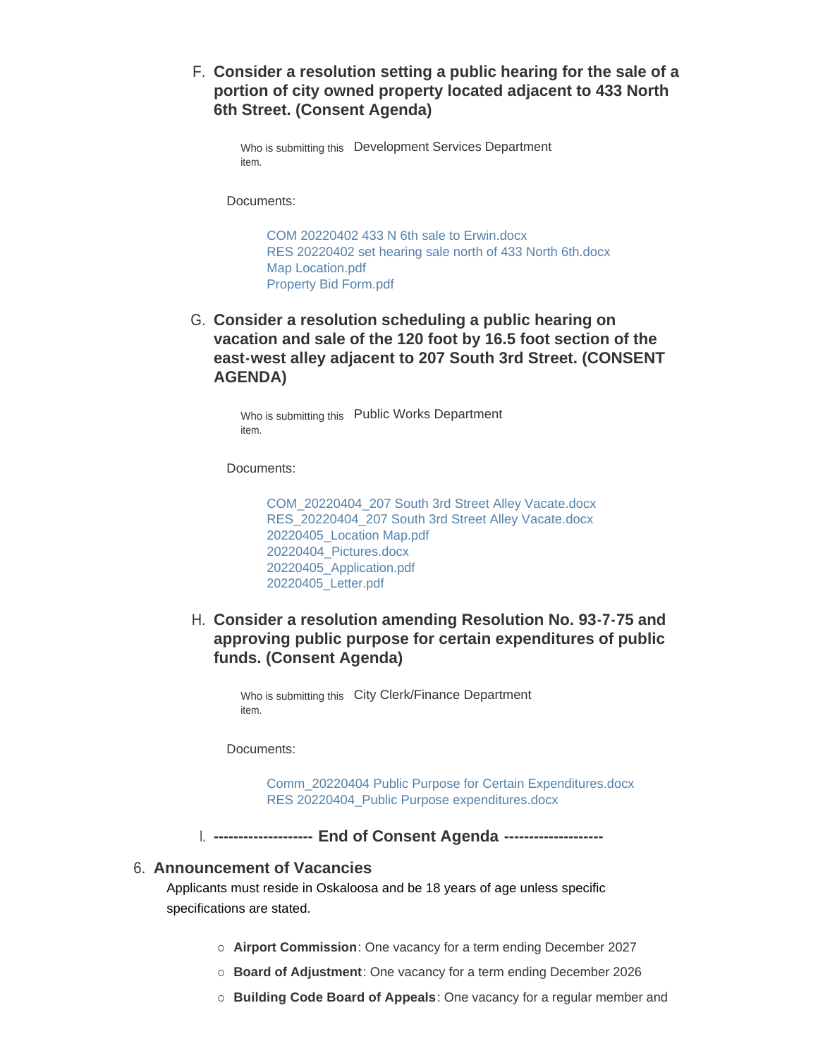F. **Consider a resolution setting a public hearing for the sale of a portion of city owned property located adjacent to 433 North 6th Street. (Consent Agenda)**

Who is submitting this item. Development Services Department

Documents:

COM 20220402 433 N 6th sale to Erwin.docx
RES 20220402 set hearing sale north of 433 North 6th.docx
Map Location.pdf
Property Bid Form.pdf

G. **Consider a resolution scheduling a public hearing on vacation and sale of the 120 foot by 16.5 foot section of the east-west alley adjacent to 207 South 3rd Street. (CONSENT AGENDA)**

Who is submitting this item. Public Works Department

Documents:

COM_20220404_207 South 3rd Street Alley Vacate.docx
RES_20220404_207 South 3rd Street Alley Vacate.docx
20220405_Location Map.pdf
20220404_Pictures.docx
20220405_Application.pdf
20220405_Letter.pdf

H. **Consider a resolution amending Resolution No. 93-7-75 and approving public purpose for certain expenditures of public funds. (Consent Agenda)**

Who is submitting this item. City Clerk/Finance Department

Documents:

Comm_20220404 Public Purpose for Certain Expenditures.docx
RES 20220404_Public Purpose expenditures.docx

I. **-------------------- End of Consent Agenda --------------------**

6. **Announcement of Vacancies**

Applicants must reside in Oskaloosa and be 18 years of age unless specific specifications are stated.

- **Airport Commission**: One vacancy for a term ending December 2027
- **Board of Adjustment**: One vacancy for a term ending December 2026
- **Building Code Board of Appeals**: One vacancy for a regular member and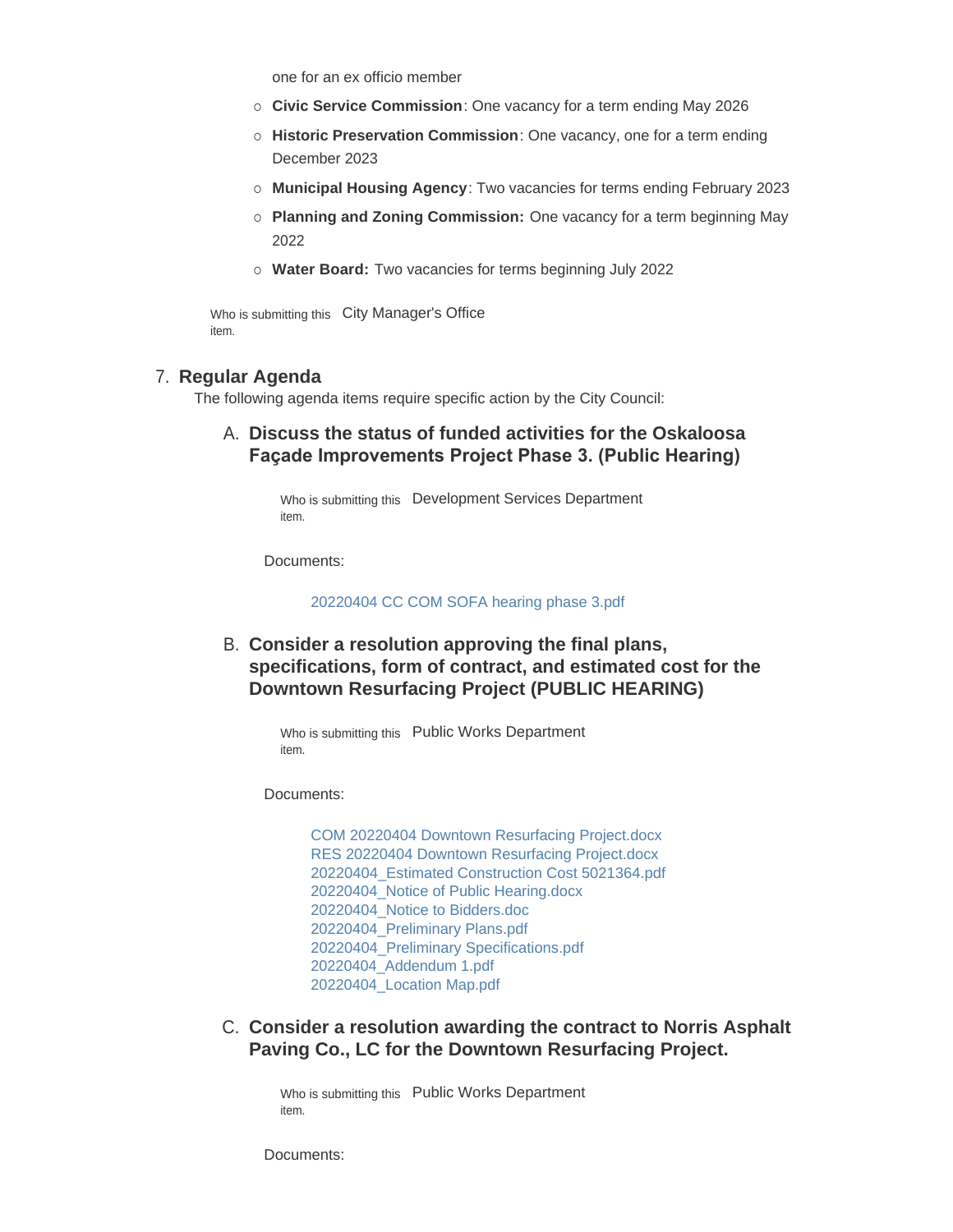one for an ex officio member

- **Civic Service Commission**: One vacancy for a term ending May 2026
- **Historic Preservation Commission**: One vacancy, one for a term ending December 2023
- **Municipal Housing Agency**: Two vacancies for terms ending February 2023
- **Planning and Zoning Commission:** One vacancy for a term beginning May 2022
- **Water Board:** Two vacancies for terms beginning July 2022

Who is submitting this item. City Manager's Office

## 7. Regular Agenda

The following agenda items require specific action by the City Council:

### A. Discuss the status of funded activities for the Oskaloosa Façade Improvements Project Phase 3. (Public Hearing)

Who is submitting this item. Development Services Department

Documents:

20220404 CC COM SOFA hearing phase 3.pdf

### B. Consider a resolution approving the final plans, specifications, form of contract, and estimated cost for the Downtown Resurfacing Project (PUBLIC HEARING)

Who is submitting this item. Public Works Department

Documents:

COM 20220404 Downtown Resurfacing Project.docx
RES 20220404 Downtown Resurfacing Project.docx
20220404_Estimated Construction Cost 5021364.pdf
20220404_Notice of Public Hearing.docx
20220404_Notice to Bidders.doc
20220404_Preliminary Plans.pdf
20220404_Preliminary Specifications.pdf
20220404_Addendum 1.pdf
20220404_Location Map.pdf

### C. Consider a resolution awarding the contract to Norris Asphalt Paving Co., LC for the Downtown Resurfacing Project.

Who is submitting this item. Public Works Department

Documents: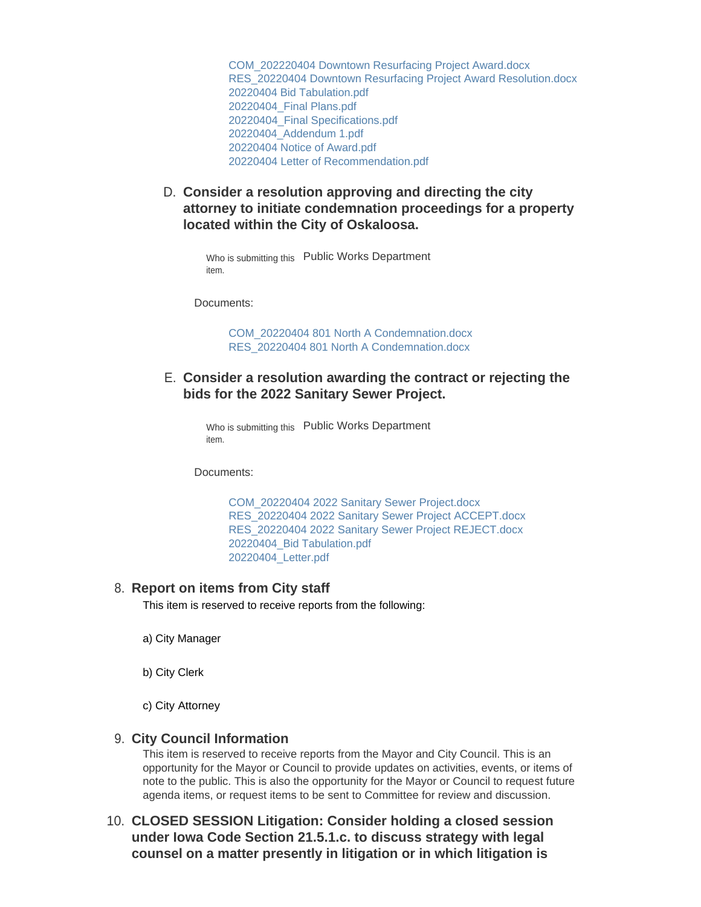COM_202220404 Downtown Resurfacing Project Award.docx
RES_20220404 Downtown Resurfacing Project Award Resolution.docx
20220404 Bid Tabulation.pdf
20220404_Final Plans.pdf
20220404_Final Specifications.pdf
20220404_Addendum 1.pdf
20220404 Notice of Award.pdf
20220404 Letter of Recommendation.pdf

D. **Consider a resolution approving and directing the city attorney to initiate condemnation proceedings for a property located within the City of Oskaloosa.**

Who is submitting this item. Public Works Department

Documents:

COM_20220404 801 North A Condemnation.docx
RES_20220404 801 North A Condemnation.docx

E. **Consider a resolution awarding the contract or rejecting the bids for the 2022 Sanitary Sewer Project.**

Who is submitting this item. Public Works Department

Documents:

COM_20220404 2022 Sanitary Sewer Project.docx
RES_20220404 2022 Sanitary Sewer Project ACCEPT.docx
RES_20220404 2022 Sanitary Sewer Project REJECT.docx
20220404_Bid Tabulation.pdf
20220404_Letter.pdf

8. **Report on items from City staff**

This item is reserved to receive reports from the following:

a) City Manager

b) City Clerk

c) City Attorney

9. **City Council Information**

This item is reserved to receive reports from the Mayor and City Council. This is an opportunity for the Mayor or Council to provide updates on activities, events, or items of note to the public. This is also the opportunity for the Mayor or Council to request future agenda items, or request items to be sent to Committee for review and discussion.

10. **CLOSED SESSION Litigation: Consider holding a closed session under Iowa Code Section 21.5.1.c. to discuss strategy with legal counsel on a matter presently in litigation or in which litigation is**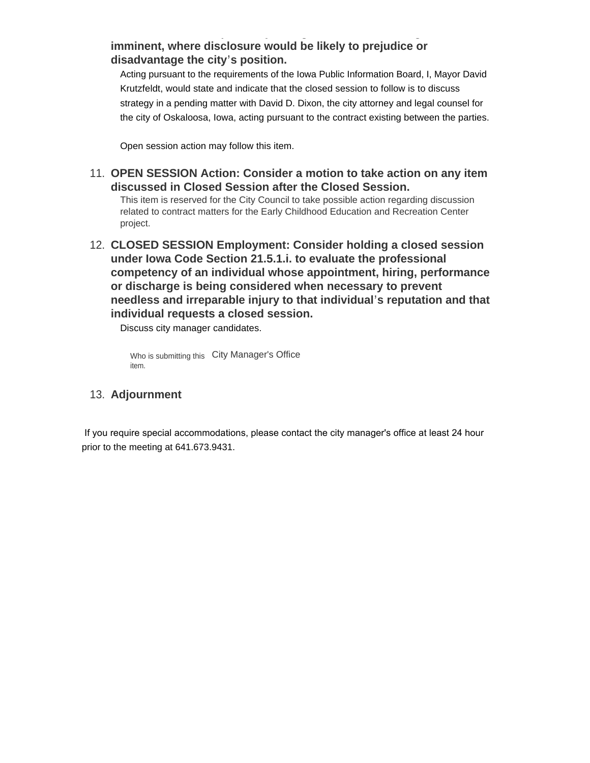**imminent, where disclosure would be likely to prejudice or disadvantage the city's position.**

Acting pursuant to the requirements of the Iowa Public Information Board, I, Mayor David Krutzfeldt, would state and indicate that the closed session to follow is to discuss strategy in a pending matter with David D. Dixon, the city attorney and legal counsel for the city of Oskaloosa, Iowa, acting pursuant to the contract existing between the parties.

Open session action may follow this item.

11. **OPEN SESSION Action: Consider a motion to take action on any item discussed in Closed Session after the Closed Session.**

    This item is reserved for the City Council to take possible action regarding discussion related to contract matters for the Early Childhood Education and Recreation Center project.

12. **CLOSED SESSION Employment: Consider holding a closed session under Iowa Code Section 21.5.1.i. to evaluate the professional competency of an individual whose appointment, hiring, performance or discharge is being considered when necessary to prevent needless and irreparable injury to that individual's reputation and that individual requests a closed session.**

    Discuss city manager candidates.

    | | |
    |---|---|
    | Who is submitting this item. | City Manager's Office |

13. **Adjournment**

If you require special accommodations, please contact the city manager's office at least 24 hour prior to the meeting at 641.673.9431.